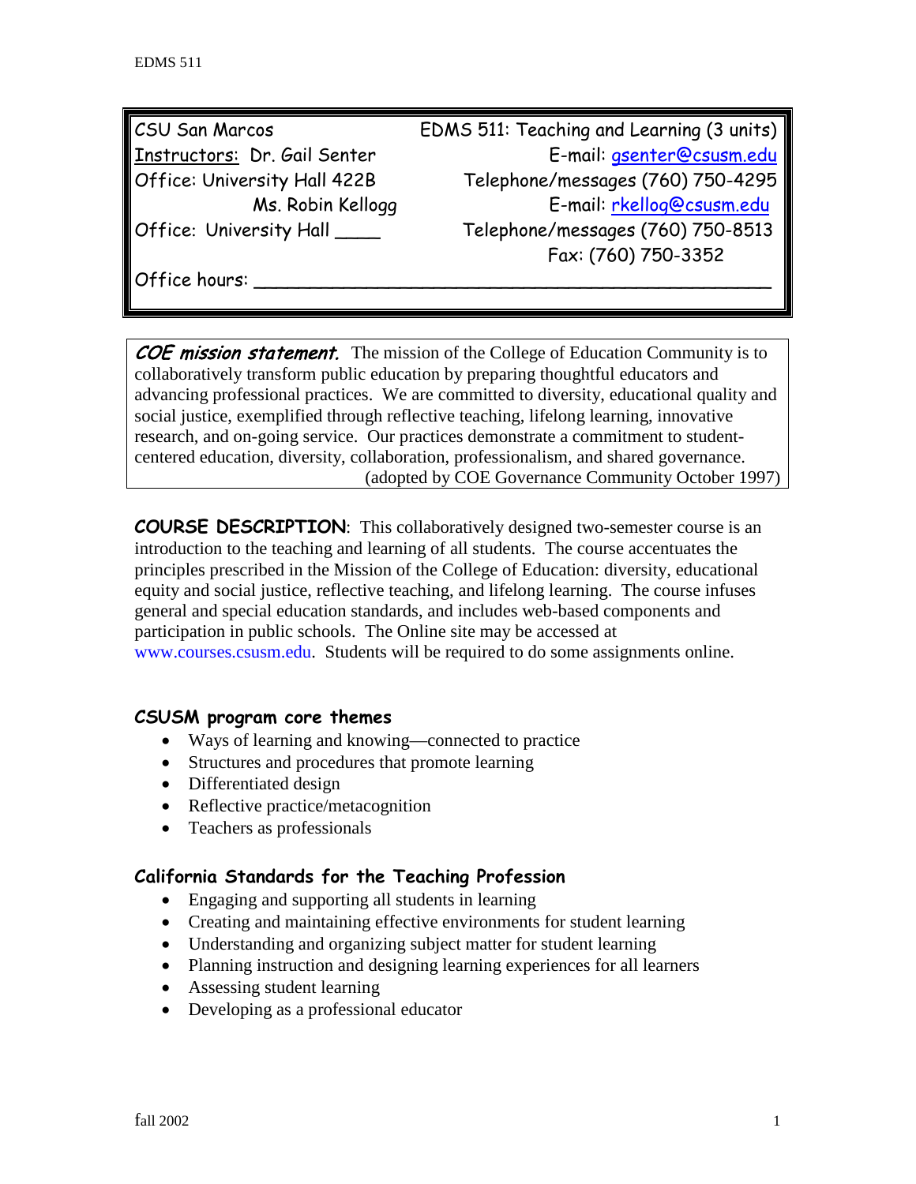| | |
|---|---|
| CSU San Marcos | EDMS 511: Teaching and Learning (3 units) |
| Instructors: Dr. Gail Senter | E-mail: gsenter@csusm.edu |
| Office: University Hall 422B | Telephone/messages (760) 750-4295 |
| Ms. Robin Kellogg | E-mail: rkellog@csusm.edu |
| Office: University Hall ____ | Telephone/messages (760) 750-8513 |
| | Fax: (760) 750-3352 |
| Office hours: ______________________________________________ | |

***COE mission statement.*** The mission of the College of Education Community is to collaboratively transform public education by preparing thoughtful educators and advancing professional practices. We are committed to diversity, educational quality and social justice, exemplified through reflective teaching, lifelong learning, innovative research, and on-going service. Our practices demonstrate a commitment to student-centered education, diversity, collaboration, professionalism, and shared governance.
(adopted by COE Governance Community October 1997)

**COURSE DESCRIPTION**: This collaboratively designed two-semester course is an introduction to the teaching and learning of all students. The course accentuates the principles prescribed in the Mission of the College of Education: diversity, educational equity and social justice, reflective teaching, and lifelong learning. The course infuses general and special education standards, and includes web-based components and participation in public schools. The Online site may be accessed at www.courses.csusm.edu. Students will be required to do some assignments online.

### CSUSM program core themes

- Ways of learning and knowing—connected to practice
- Structures and procedures that promote learning
- Differentiated design
- Reflective practice/metacognition
- Teachers as professionals

### California Standards for the Teaching Profession

- Engaging and supporting all students in learning
- Creating and maintaining effective environments for student learning
- Understanding and organizing subject matter for student learning
- Planning instruction and designing learning experiences for all learners
- Assessing student learning
- Developing as a professional educator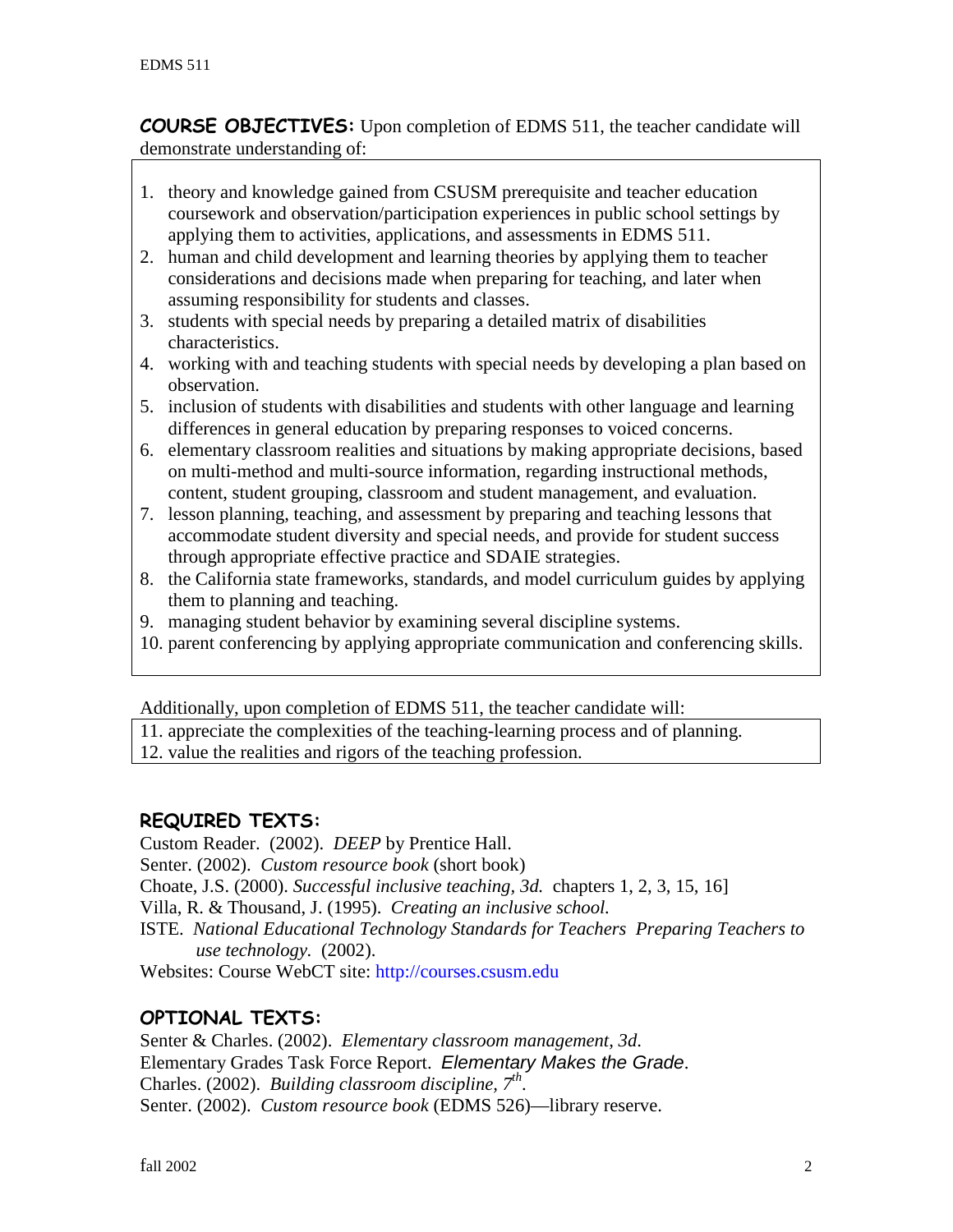**COURSE OBJECTIVES:** Upon completion of EDMS 511, the teacher candidate will demonstrate understanding of:

1. theory and knowledge gained from CSUSM prerequisite and teacher education coursework and observation/participation experiences in public school settings by applying them to activities, applications, and assessments in EDMS 511.
2. human and child development and learning theories by applying them to teacher considerations and decisions made when preparing for teaching, and later when assuming responsibility for students and classes.
3. students with special needs by preparing a detailed matrix of disabilities characteristics.
4. working with and teaching students with special needs by developing a plan based on observation.
5. inclusion of students with disabilities and students with other language and learning differences in general education by preparing responses to voiced concerns.
6. elementary classroom realities and situations by making appropriate decisions, based on multi-method and multi-source information, regarding instructional methods, content, student grouping, classroom and student management, and evaluation.
7. lesson planning, teaching, and assessment by preparing and teaching lessons that accommodate student diversity and special needs, and provide for student success through appropriate effective practice and SDAIE strategies.
8. the California state frameworks, standards, and model curriculum guides by applying them to planning and teaching.
9. managing student behavior by examining several discipline systems.
10. parent conferencing by applying appropriate communication and conferencing skills.

Additionally, upon completion of EDMS 511, the teacher candidate will:

11. appreciate the complexities of the teaching-learning process and of planning.
12. value the realities and rigors of the teaching profession.

## REQUIRED TEXTS:

Custom Reader. (2002). *DEEP* by Prentice Hall.
Senter. (2002). *Custom resource book* (short book)
Choate, J.S. (2000). *Successful inclusive teaching, 3d.* chapters 1, 2, 3, 15, 16]
Villa, R. & Thousand, J. (1995). *Creating an inclusive school.*
ISTE. *National Educational Technology Standards for Teachers Preparing Teachers to use technology.* (2002).
Websites: Course WebCT site: http://courses.csusm.edu

## OPTIONAL TEXTS:

Senter & Charles. (2002). *Elementary classroom management, 3d*.
Elementary Grades Task Force Report. *Elementary Makes the Grade*.
Charles. (2002). *Building classroom discipline, 7th*.
Senter. (2002). *Custom resource book* (EDMS 526)—library reserve.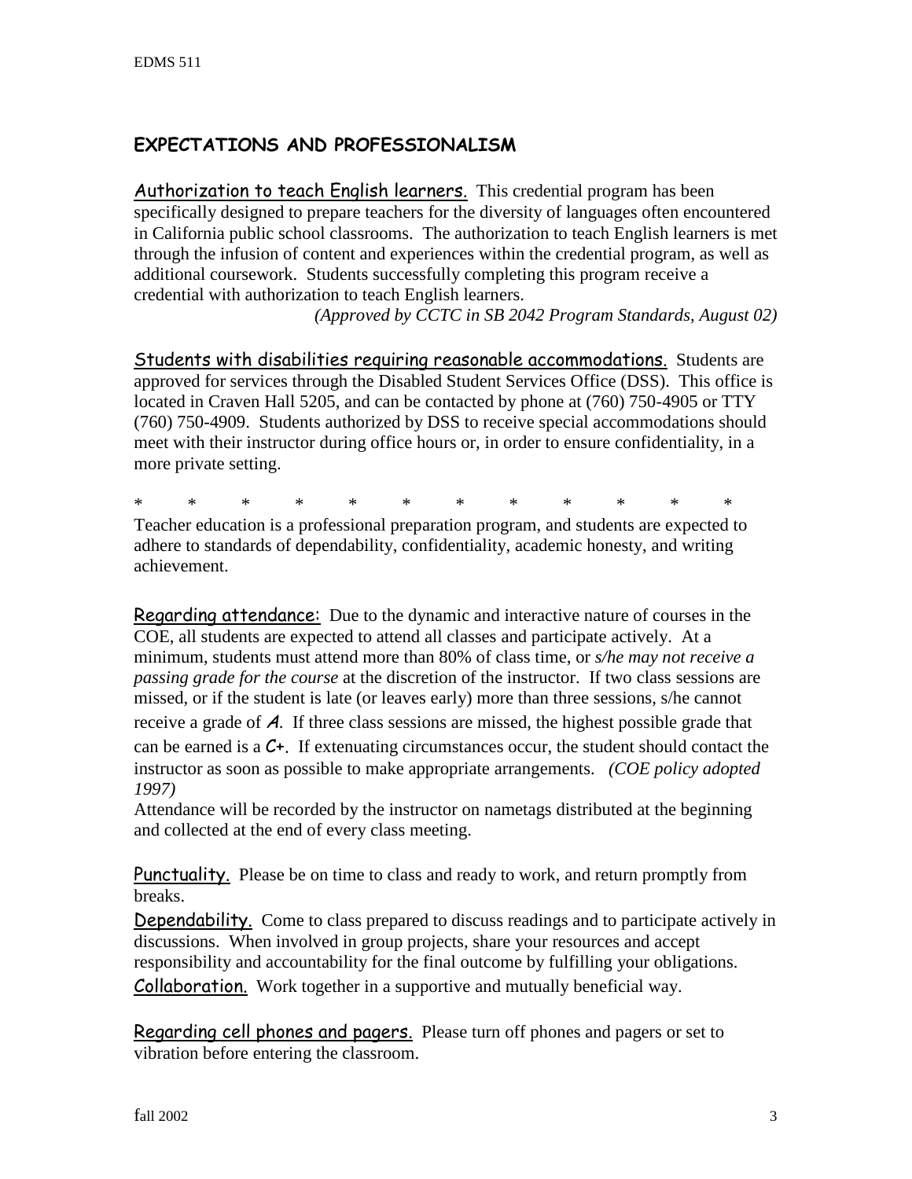## EXPECTATIONS AND PROFESSIONALISM

Authorization to teach English learners. This credential program has been specifically designed to prepare teachers for the diversity of languages often encountered in California public school classrooms. The authorization to teach English learners is met through the infusion of content and experiences within the credential program, as well as additional coursework. Students successfully completing this program receive a credential with authorization to teach English learners.

*(Approved by CCTC in SB 2042 Program Standards, August 02)*

Students with disabilities requiring reasonable accommodations. Students are approved for services through the Disabled Student Services Office (DSS). This office is located in Craven Hall 5205, and can be contacted by phone at (760) 750-4905 or TTY (760) 750-4909. Students authorized by DSS to receive special accommodations should meet with their instructor during office hours or, in order to ensure confidentiality, in a more private setting.

\* \* \* \* \* \* \* \* \* \* \* \*

Teacher education is a professional preparation program, and students are expected to adhere to standards of dependability, confidentiality, academic honesty, and writing achievement.

Regarding attendance: Due to the dynamic and interactive nature of courses in the COE, all students are expected to attend all classes and participate actively. At a minimum, students must attend more than 80% of class time, or *s/he may not receive a passing grade for the course* at the discretion of the instructor. If two class sessions are missed, or if the student is late (or leaves early) more than three sessions, s/he cannot receive a grade of **A**. If three class sessions are missed, the highest possible grade that can be earned is a **C+**. If extenuating circumstances occur, the student should contact the instructor as soon as possible to make appropriate arrangements. *(COE policy adopted 1997)*

Attendance will be recorded by the instructor on nametags distributed at the beginning and collected at the end of every class meeting.

Punctuality. Please be on time to class and ready to work, and return promptly from breaks.

Dependability. Come to class prepared to discuss readings and to participate actively in discussions. When involved in group projects, share your resources and accept responsibility and accountability for the final outcome by fulfilling your obligations.

Collaboration. Work together in a supportive and mutually beneficial way.

Regarding cell phones and pagers. Please turn off phones and pagers or set to vibration before entering the classroom.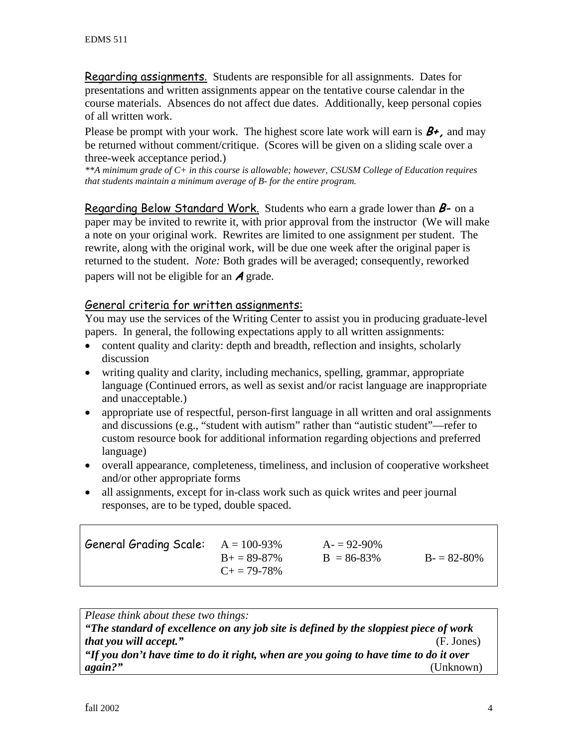Regarding assignments. Students are responsible for all assignments. Dates for presentations and written assignments appear on the tentative course calendar in the course materials. Absences do not affect due dates. Additionally, keep personal copies of all written work.

Please be prompt with your work. The highest score late work will earn is ***B+,*** and may be returned without comment/critique. (Scores will be given on a sliding scale over a three-week acceptance period.)

*\*\*A minimum grade of C+ in this course is allowable; however, CSUSM College of Education requires that students maintain a minimum average of B- for the entire program.*

Regarding Below Standard Work. Students who earn a grade lower than ***B-*** on a paper may be invited to rewrite it, with prior approval from the instructor (We will make a note on your original work. Rewrites are limited to one assignment per student. The rewrite, along with the original work, will be due one week after the original paper is returned to the student. *Note:* Both grades will be averaged; consequently, reworked papers will not be eligible for an ***A*** grade.

General criteria for written assignments:

You may use the services of the Writing Center to assist you in producing graduate-level papers. In general, the following expectations apply to all written assignments:

- content quality and clarity: depth and breadth, reflection and insights, scholarly discussion
- writing quality and clarity, including mechanics, spelling, grammar, appropriate language (Continued errors, as well as sexist and/or racist language are inappropriate and unacceptable.)
- appropriate use of respectful, person-first language in all written and oral assignments and discussions (e.g., "student with autism" rather than "autistic student"—refer to custom resource book for additional information regarding objections and preferred language)
- overall appearance, completeness, timeliness, and inclusion of cooperative worksheet and/or other appropriate forms
- all assignments, except for in-class work such as quick writes and peer journal responses, are to be typed, double spaced.

| General Grading Scale: | A = 100-93% | A- = 92-90% | |
|---|---|---|---|
| | B+ = 89-87% | B = 86-83% | B- = 82-80% |
| | C+ = 79-78% | | |

*Please think about these two things:*

***"The standard of excellence on any job site is defined by the sloppiest piece of work that you will accept."*** (F. Jones)

***"If you don't have time to do it right, when are you going to have time to do it over again?"*** (Unknown)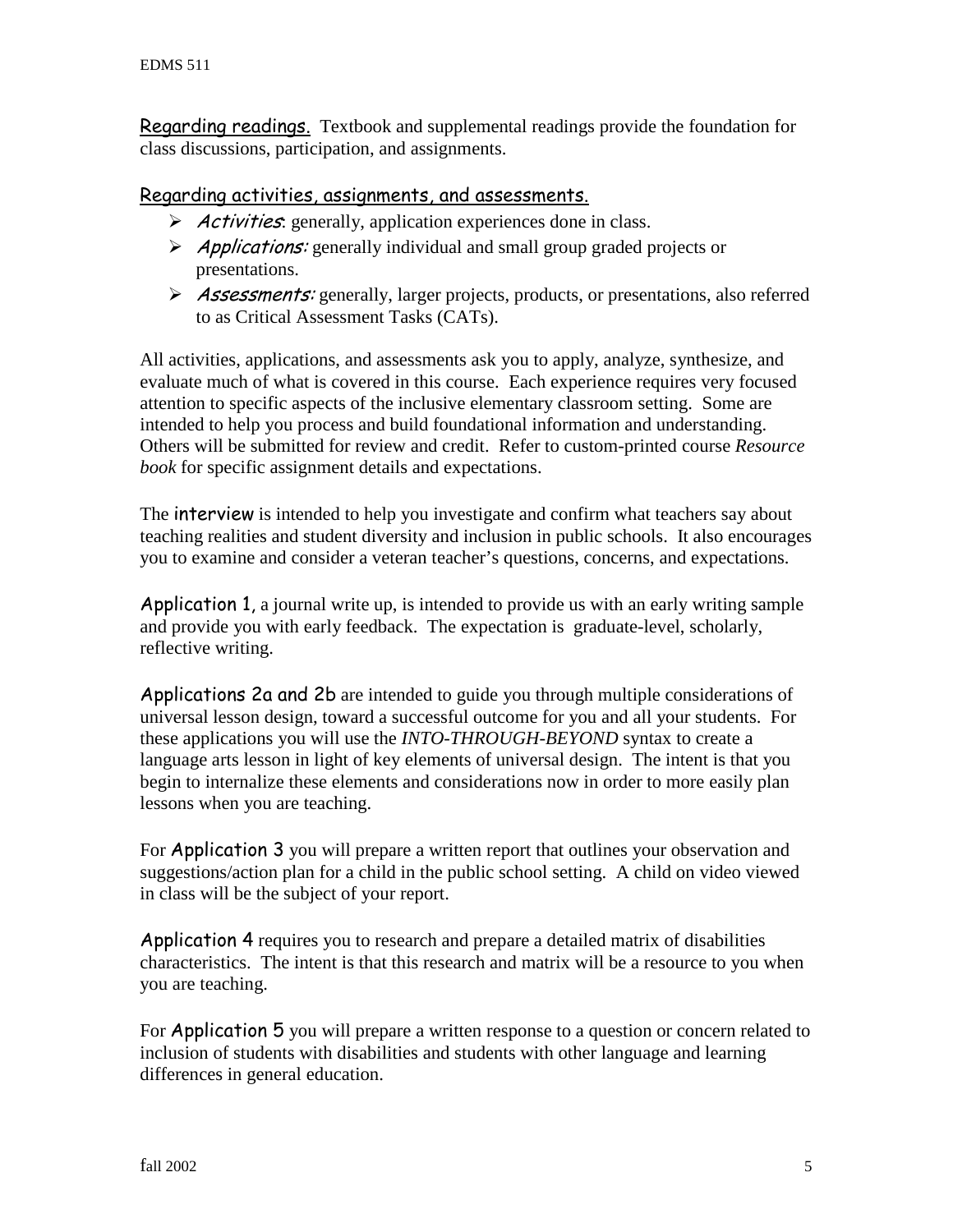Regarding readings. Textbook and supplemental readings provide the foundation for class discussions, participation, and assignments.

Regarding activities, assignments, and assessments.

- *Activities*: generally, application experiences done in class.
- *Applications:* generally individual and small group graded projects or presentations.
- *Assessments:* generally, larger projects, products, or presentations, also referred to as Critical Assessment Tasks (CATs).

All activities, applications, and assessments ask you to apply, analyze, synthesize, and evaluate much of what is covered in this course. Each experience requires very focused attention to specific aspects of the inclusive elementary classroom setting. Some are intended to help you process and build foundational information and understanding. Others will be submitted for review and credit. Refer to custom-printed course *Resource book* for specific assignment details and expectations.

The interview is intended to help you investigate and confirm what teachers say about teaching realities and student diversity and inclusion in public schools. It also encourages you to examine and consider a veteran teacher's questions, concerns, and expectations.

Application 1, a journal write up, is intended to provide us with an early writing sample and provide you with early feedback. The expectation is graduate-level, scholarly, reflective writing.

Applications 2a and 2b are intended to guide you through multiple considerations of universal lesson design, toward a successful outcome for you and all your students. For these applications you will use the *INTO-THROUGH-BEYOND* syntax to create a language arts lesson in light of key elements of universal design. The intent is that you begin to internalize these elements and considerations now in order to more easily plan lessons when you are teaching.

For Application 3 you will prepare a written report that outlines your observation and suggestions/action plan for a child in the public school setting. A child on video viewed in class will be the subject of your report.

Application 4 requires you to research and prepare a detailed matrix of disabilities characteristics. The intent is that this research and matrix will be a resource to you when you are teaching.

For Application 5 you will prepare a written response to a question or concern related to inclusion of students with disabilities and students with other language and learning differences in general education.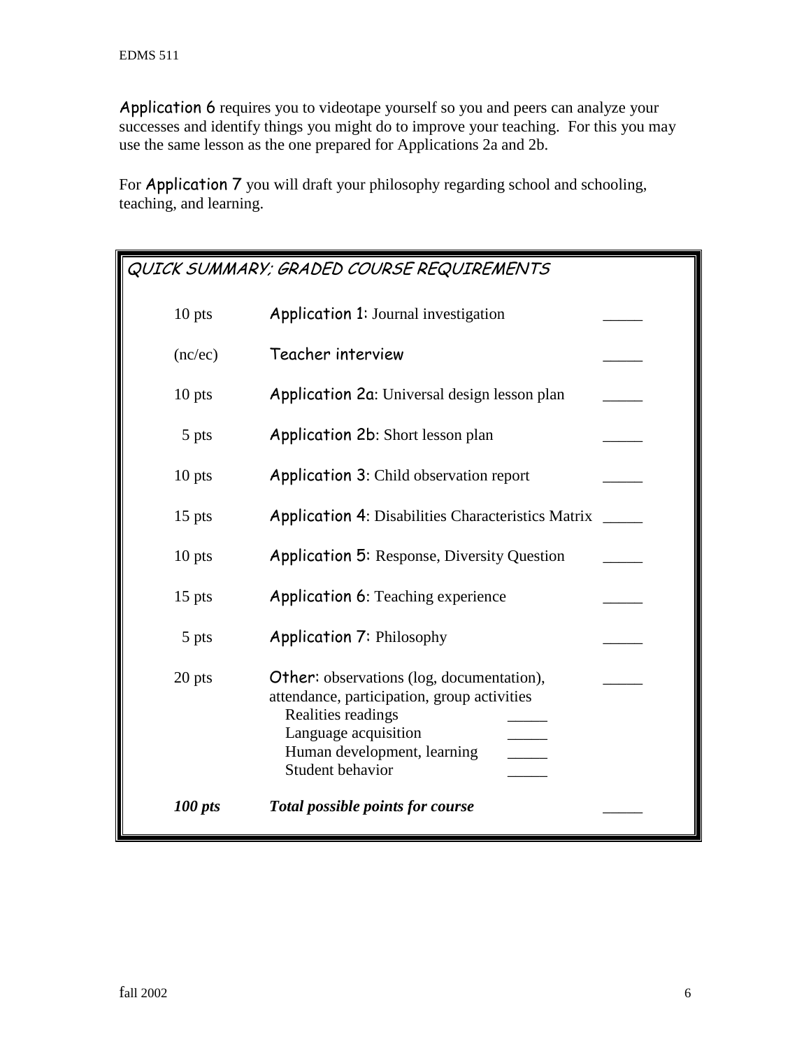**Application 6** requires you to videotape yourself so you and peers can analyze your successes and identify things you might do to improve your teaching. For this you may use the same lesson as the one prepared for Applications 2a and 2b.

For **Application 7** you will draft your philosophy regarding school and schooling, teaching, and learning.

| QUICK SUMMARY; GRADED COURSE REQUIREMENTS | | |
|---|---|---|
| 10 pts | **Application 1**: Journal investigation | _____ |
| (nc/ec) | Teacher interview | _____ |
| 10 pts | **Application 2a**: Universal design lesson plan | _____ |
| 5 pts | **Application 2b**: Short lesson plan | _____ |
| 10 pts | **Application 3**: Child observation report | _____ |
| 15 pts | **Application 4**: Disabilities Characteristics Matrix | _____ |
| 10 pts | **Application 5**: Response, Diversity Question | _____ |
| 15 pts | **Application 6**: Teaching experience | _____ |
| 5 pts | **Application 7**: Philosophy | _____ |
| 20 pts | **Other**: observations (log, documentation), attendance, participation, group activities<br>Realities readings _____<br>Language acquisition _____<br>Human development, learning _____<br>Student behavior _____ | _____ |
| ***100 pts*** | ***Total possible points for course*** | _____ |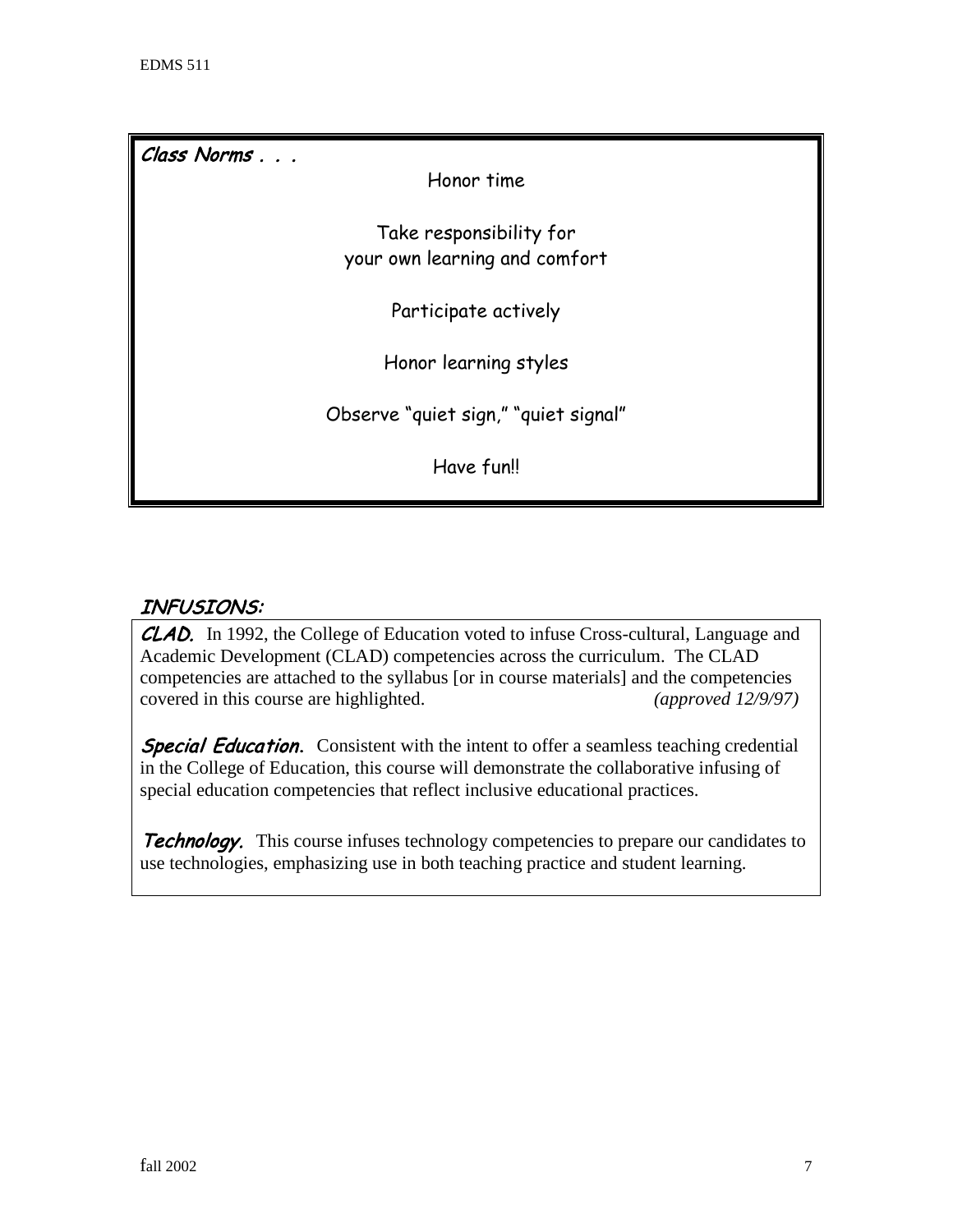***Class Norms . . .***

Honor time

Take responsibility for
your own learning and comfort

Participate actively

Honor learning styles

Observe "quiet sign," "quiet signal"

Have fun!!

## *INFUSIONS:*

***CLAD.*** In 1992, the College of Education voted to infuse Cross-cultural, Language and Academic Development (CLAD) competencies across the curriculum. The CLAD competencies are attached to the syllabus [or in course materials] and the competencies covered in this course are highlighted. *(approved 12/9/97)*

***Special Education.*** Consistent with the intent to offer a seamless teaching credential in the College of Education, this course will demonstrate the collaborative infusing of special education competencies that reflect inclusive educational practices.

***Technology.*** This course infuses technology competencies to prepare our candidates to use technologies, emphasizing use in both teaching practice and student learning.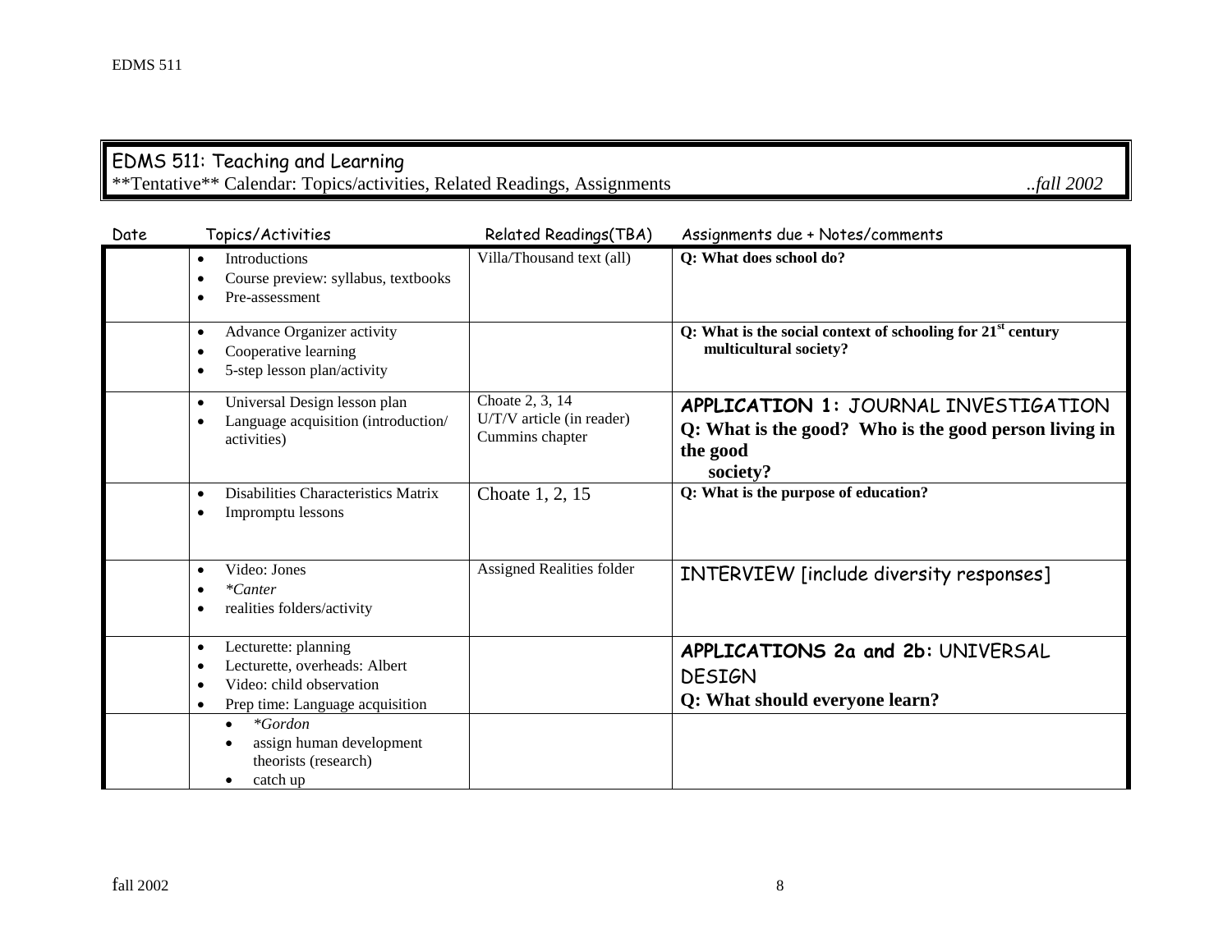# EDMS 511: Teaching and Learning

**Tentative** Calendar: Topics/activities, Related Readings, Assignments ..*fall 2002*

| Date | Topics/Activities | Related Readings(TBA) | Assignments due + Notes/comments |
|---|---|---|---|
| | • Introductions<br>• Course preview: syllabus, textbooks<br>• Pre-assessment | Villa/Thousand text (all) | **Q: What does school do?** |
| | • Advance Organizer activity<br>• Cooperative learning<br>• 5-step lesson plan/activity | | **Q: What is the social context of schooling for 21st century multicultural society?** |
| | • Universal Design lesson plan<br>• Language acquisition (introduction/ activities) | Choate 2, 3, 14<br>U/T/V article (in reader)<br>Cummins chapter | **APPLICATION 1:** JOURNAL INVESTIGATION<br>**Q: What is the good? Who is the good person living in the good society?** |
| | • Disabilities Characteristics Matrix<br>• Impromptu lessons | Choate 1, 2, 15 | **Q: What is the purpose of education?** |
| | • Video: Jones<br>• *\*Canter*<br>• realities folders/activity | Assigned Realities folder | INTERVIEW [include diversity responses] |
| | • Lecturette: planning<br>• Lecturette, overheads: Albert<br>• Video: child observation<br>• Prep time: Language acquisition | | **APPLICATIONS 2a and 2b:** UNIVERSAL DESIGN<br>**Q: What should everyone learn?** |
| | • *\*Gordon*<br>• assign human development theorists (research)<br>• catch up | | |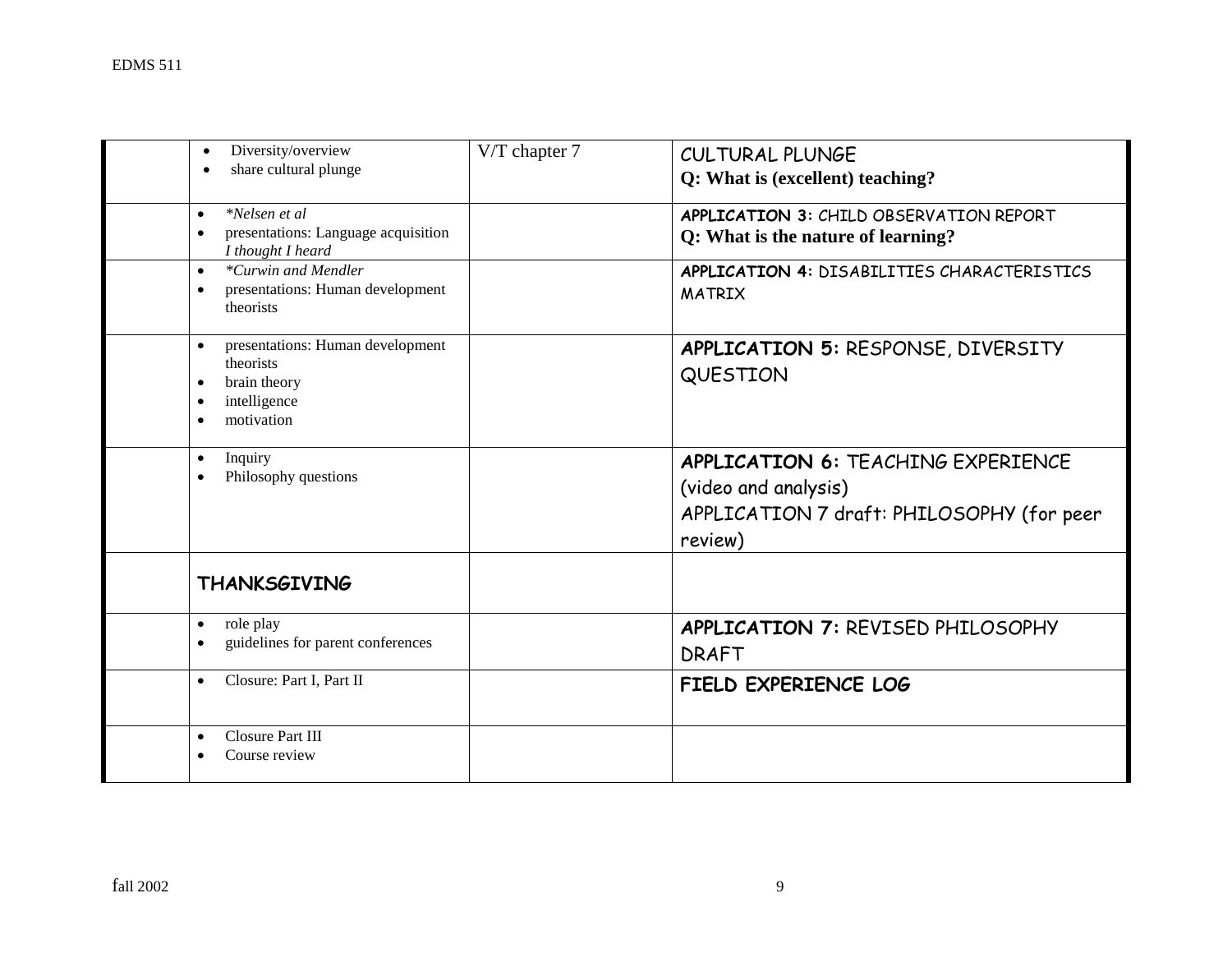| | | | |
|---|---|---|---|
| | • Diversity/overview<br>• share cultural plunge | V/T chapter 7 | CULTURAL PLUNGE<br>**Q: What is (excellent) teaching?** |
| | • *\*Nelsen et al*<br>• presentations: Language acquisition *I thought I heard* | | **APPLICATION 3:** CHILD OBSERVATION REPORT<br>**Q: What is the nature of learning?** |
| | • *\*Curwin and Mendler*<br>• presentations: Human development theorists | | **APPLICATION 4:** DISABILITIES CHARACTERISTICS MATRIX |
| | • presentations: Human development theorists<br>• brain theory<br>• intelligence<br>• motivation | | **APPLICATION 5:** RESPONSE, DIVERSITY QUESTION |
| | • Inquiry<br>• Philosophy questions | | **APPLICATION 6:** TEACHING EXPERIENCE (video and analysis)<br>APPLICATION 7 draft: PHILOSOPHY (for peer review) |
| | **THANKSGIVING** | | |
| | • role play<br>• guidelines for parent conferences | | **APPLICATION 7:** REVISED PHILOSOPHY DRAFT |
| | • Closure: Part I, Part II | | **FIELD EXPERIENCE LOG** |
| | • Closure Part III<br>• Course review | | |